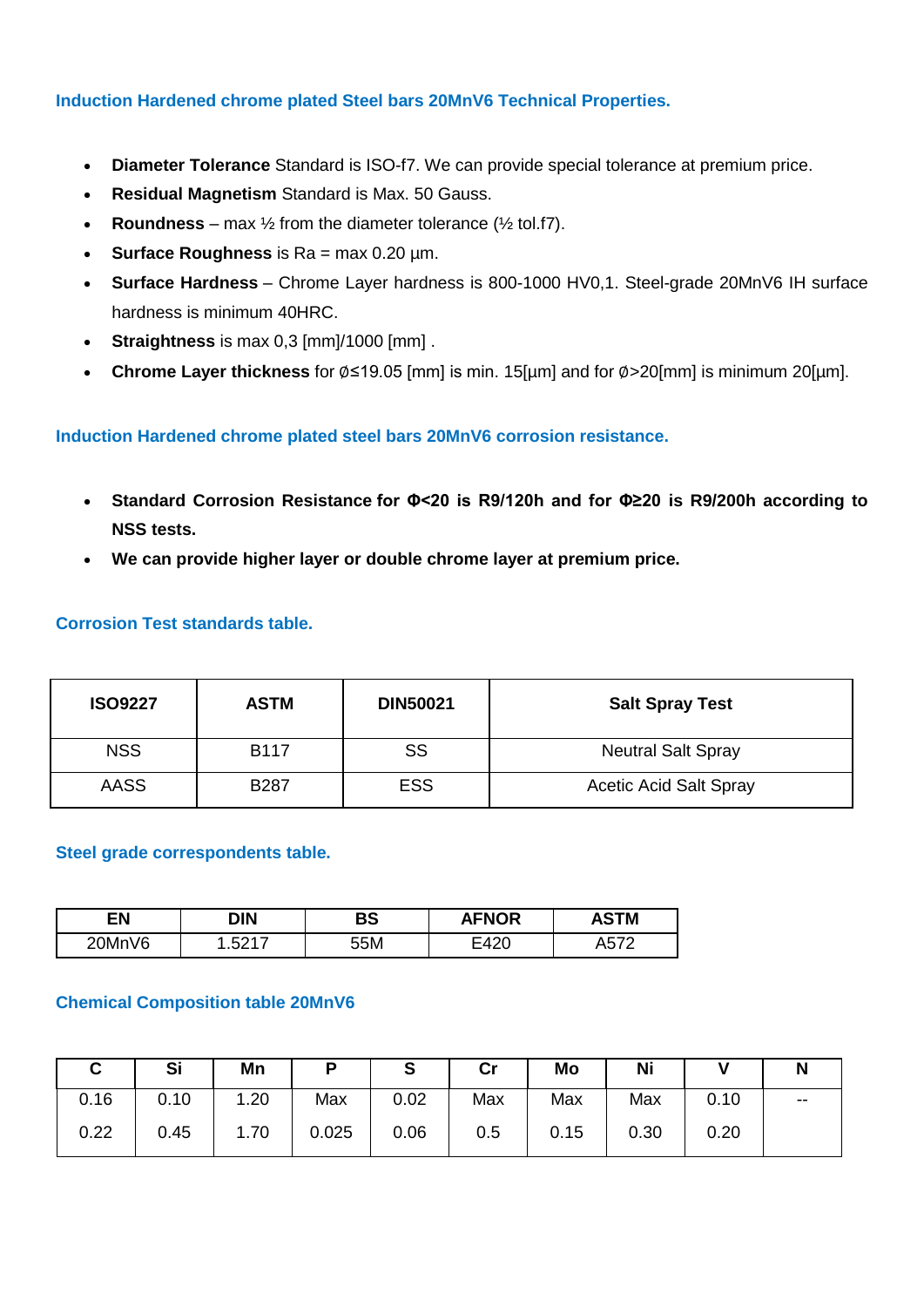## Induction Hardened chrome plated Steel bars 20MnV6 Technical Properties.

- **Diameter Tolerance** Standard is ISO-f7. We can provide special tolerance at premium price.
- **Residual Magnetism** Standard is Max. 50 Gauss.
- **Roundness** – max ½ from the diameter tolerance (½ tol.f7).
- **Surface Roughness** is Ra = max 0.20 µm.
- **Surface Hardness** – Chrome Layer hardness is 800-1000 HV0,1. Steel-grade 20MnV6 IH surface hardness is minimum 40HRC.
- **Straightness** is max 0,3 [mm]/1000 [mm] .
- **Chrome Layer thickness** for ø≤19.05 [mm] is min. 15[µm] and for ø>20[mm] is minimum 20[µm].

## Induction Hardened chrome plated steel bars 20MnV6 corrosion resistance.

- **Standard Corrosion Resistance for Φ<20 is R9/120h and for Φ≥20 is R9/200h according to NSS tests.**
- **We can provide higher layer or double chrome layer at premium price.**

## Corrosion Test standards table.

| ISO9227 | ASTM | DIN50021 | Salt Spray Test |
|---|---|---|---|
| NSS | B117 | SS | Neutral Salt Spray |
| AASS | B287 | ESS | Acetic Acid Salt Spray |

## Steel grade correspondents table.

| EN | DIN | BS | AFNOR | ASTM |
|---|---|---|---|---|
| 20MnV6 | 1.5217 | 55M | E420 | A572 |

## Chemical Composition table 20MnV6

| C | Si | Mn | P | S | Cr | Mo | Ni | V | N |
|---|---|---|---|---|---|---|---|---|---|
| 0.16<br>0.22 | 0.10<br>0.45 | 1.20<br>1.70 | Max<br>0.025 | 0.02<br>0.06 | Max<br>0.5 | Max<br>0.15 | Max<br>0.30 | 0.10<br>0.20 | -- |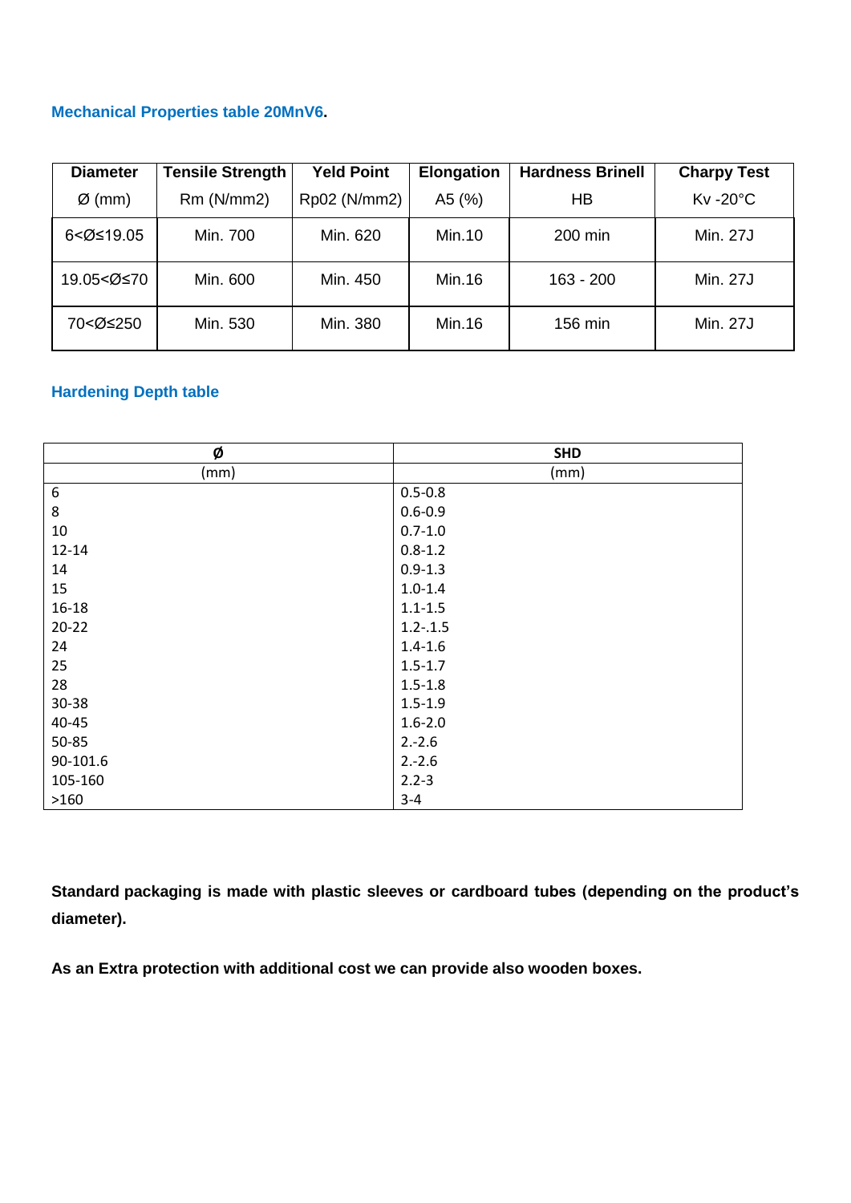## Mechanical Properties table 20MnV6.

| Diameter<br>Ø (mm) | Tensile Strength<br>Rm (N/mm2) | Yeld Point<br>Rp02 (N/mm2) | Elongation<br>A5 (%) | Hardness Brinell<br>HB | Charpy Test<br>Kv -20°C |
|---|---|---|---|---|---|
| 6<Ø≤19.05 | Min. 700 | Min. 620 | Min.10 | 200 min | Min. 27J |
| 19.05<Ø≤70 | Min. 600 | Min. 450 | Min.16 | 163 - 200 | Min. 27J |
| 70<Ø≤250 | Min. 530 | Min. 380 | Min.16 | 156 min | Min. 27J |

## Hardening Depth table

| Ø<br>(mm) | SHD<br>(mm) |
|---|---|
| 6 | 0.5-0.8 |
| 8 | 0.6-0.9 |
| 10 | 0.7-1.0 |
| 12-14 | 0.8-1.2 |
| 14 | 0.9-1.3 |
| 15 | 1.0-1.4 |
| 16-18 | 1.1-1.5 |
| 20-22 | 1.2-.1.5 |
| 24 | 1.4-1.6 |
| 25 | 1.5-1.7 |
| 28 | 1.5-1.8 |
| 30-38 | 1.5-1.9 |
| 40-45 | 1.6-2.0 |
| 50-85 | 2.-2.6 |
| 90-101.6 | 2.-2.6 |
| 105-160 | 2.2-3 |
| >160 | 3-4 |

**Standard packaging is made with plastic sleeves or cardboard tubes (depending on the product's diameter).**

**As an Extra protection with additional cost we can provide also wooden boxes.**